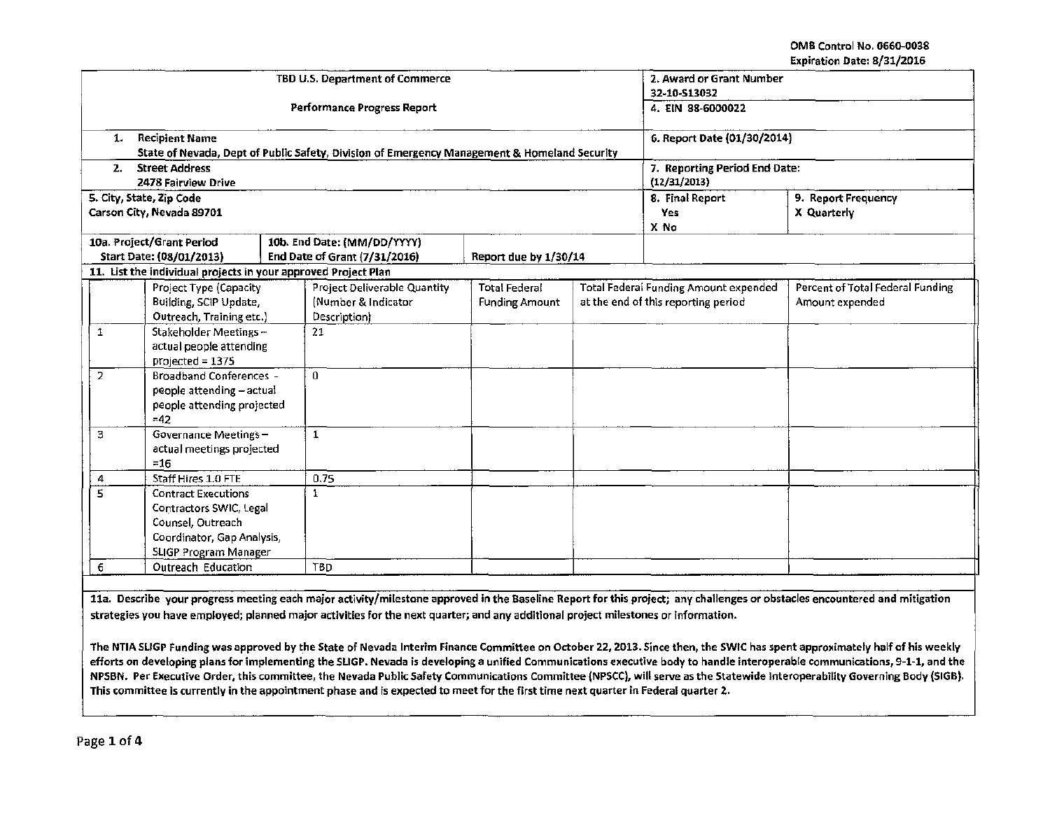OMB Control No. 0660-0038
Expiration Date: 8/31/2016

| TBD U.S. Department of Commerce<br><br>Performance Progress Report | 2. Award or Grant Number<br>32-10-S13032 | |
|---|---|---|
| | 4. EIN 88-6000022 | |
| 1. Recipient Name<br>State of Nevada, Dept of Public Safety, Division of Emergency Management & Homeland Security | 6. Report Date (01/30/2014) | |
| 2. Street Address<br>2478 Fairview Drive | 7. Reporting Period End Date:<br>(12/31/2013) | |
| 5. City, State, Zip Code<br>Carson City, Nevada 89701 | 8. Final Report<br>Yes<br>X No | 9. Report Frequency<br>X Quarterly |

| 10a. Project/Grant Period<br>Start Date: (08/01/2013) | 10b. End Date: (MM/DD/YYYY)<br>End Date of Grant (7/31/2016) | Report due by 1/30/14 |
|---|---|---|

**11. List the individual projects in your approved Project Plan**

| | Project Type (Capacity Building, SCIP Update, Outreach, Training etc.) | Project Deliverable Quantity (Number & Indicator Description) | Total Federal Funding Amount | Total Federal Funding Amount expended at the end of this reporting period | Percent of Total Federal Funding Amount expended |
|---|---|---|---|---|---|
| 1 | Stakeholder Meetings – actual people attending projected = 1375 | 21 | | | |
| 2 | Broadband Conferences - people attending – actual people attending projected =42 | 0 | | | |
| 3 | Governance Meetings – actual meetings projected =16 | 1 | | | |
| 4 | Staff Hires 1.0 FTE | 0.75 | | | |
| 5 | Contract Executions Contractors SWIC, Legal Counsel, Outreach Coordinator, Gap Analysis, SLIGP Program Manager | 1 | | | |
| 6 | Outreach Education | TBD | | | |

**11a. Describe your progress meeting each major activity/milestone approved in the Baseline Report for this project; any challenges or obstacles encountered and mitigation strategies you have employed; planned major activities for the next quarter; and any additional project milestones or information.**

**The NTIA SLIGP Funding was approved by the State of Nevada Interim Finance Committee on October 22, 2013. Since then, the SWIC has spent approximately half of his weekly efforts on developing plans for implementing the SLIGP. Nevada is developing a unified Communications executive body to handle interoperable communications, 9-1-1, and the NPSBN. Per Executive Order, this committee, the Nevada Public Safety Communications Committee (NPSCC), will serve as the Statewide Interoperability Governing Body (SIGB). This committee is currently in the appointment phase and is expected to meet for the first time next quarter in Federal quarter 2.**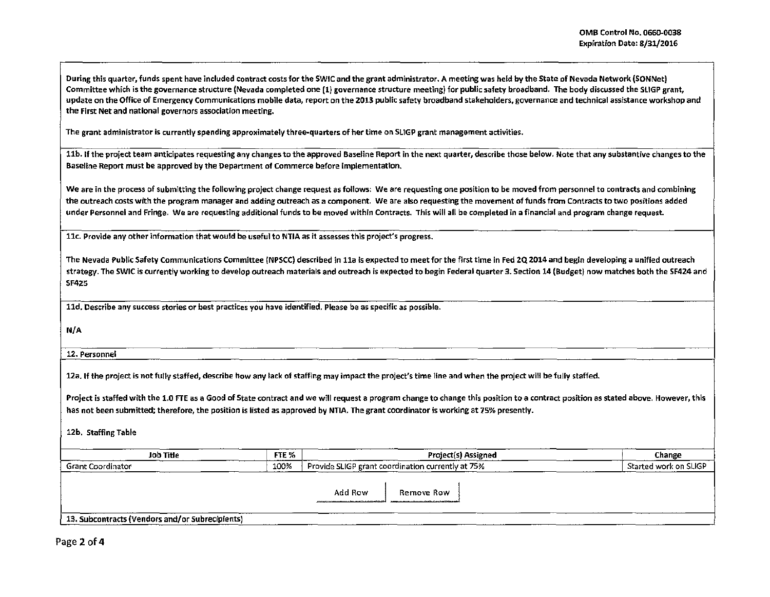During this quarter, funds spent have included contract costs for the SWIC and the grant administrator. A meeting was held by the State of Nevada Network (SONNet) Committee which is the governance structure (Nevada completed one (1) governance structure meeting) for public safety broadband. The body discussed the SLIGP grant, update on the Office of Emergency Communications mobile data, report on the 2013 public safety broadband stakeholders, governance and technical assistance workshop and the First Net and national governors association meeting.

The grant administrator is currently spending approximately three-quarters of her time on SLIGP grant management activities.

11b. If the project team anticipates requesting any changes to the approved Baseline Report in the next quarter, describe those below. Note that any substantive changes to the Baseline Report must be approved by the Department of Commerce before implementation.

We are in the process of submitting the following project change request as follows: We are requesting one position to be moved from personnel to contracts and combining the outreach costs with the program manager and adding outreach as a component. We are also requesting the movement of funds from Contracts to two positions added under Personnel and Fringe. We are requesting additional funds to be moved within Contracts. This will all be completed in a financial and program change request.

11c. Provide any other information that would be useful to NTIA as it assesses this project's progress.

The Nevada Public Safety Communications Committee (NPSCC) described in 11a is expected to meet for the first time in Fed 2Q 2014 and begin developing a unified outreach strategy. The SWIC is currently working to develop outreach materials and outreach is expected to begin Federal quarter 3. Section 14 (Budget) now matches both the SF424 and SF425

11d. Describe any success stories or best practices you have identified. Please be as specific as possible.

N/A

12. Personnel

12a. If the project is not fully staffed, describe how any lack of staffing may impact the project's time line and when the project will be fully staffed.

Project is staffed with the 1.0 FTE as a Good of State contract and we will request a program change to change this position to a contract position as stated above. However, this has not been submitted; therefore, the position is listed as approved by NTIA. The grant coordinator is working at 75% presently.

12b. Staffing Table

| Job Title | FTE % | Project(s) Assigned | Change |
|---|---|---|---|
| Grant Coordinator | 100% | Provide SLIGP grant coordination currently at 75% | Started work on SLIGP |

Add Row Remove Row

13. Subcontracts (Vendors and/or Subrecipients)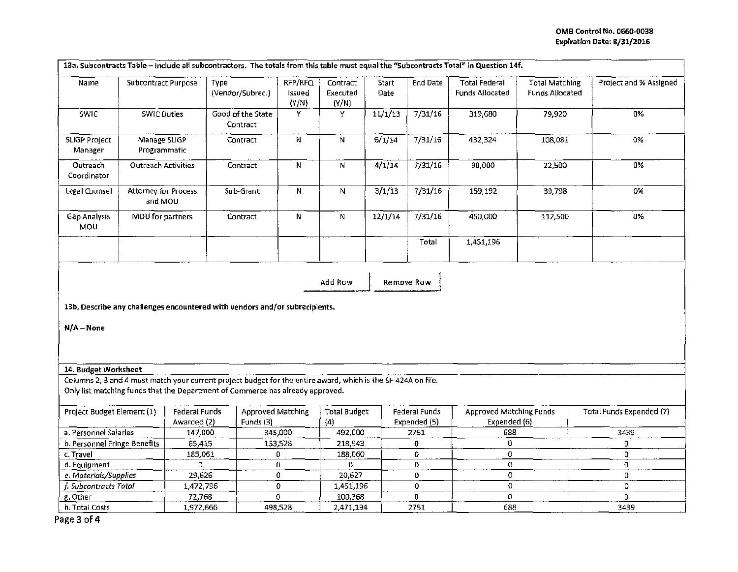**13a. Subcontracts Table – Include all subcontractors. The totals from this table must equal the "Subcontracts Total" in Question 14f.**

| Name | Subcontract Purpose | Type (Vendor/Subrec.) | RFP/RFQ Issued (Y/N) | Contract Executed (Y/N) | Start Date | End Date | Total Federal Funds Allocated | Total Matching Funds Allocated | Project and % Assigned |
|---|---|---|---|---|---|---|---|---|---|
| SWIC | SWIC Duties | Good of the State Contract | Y | Y | 11/1/13 | 7/31/16 | 319,680 | 79,920 | 0% |
| SLIGP Project Manager | Manage SLIGP Programmatic | Contract | N | N | 6/1/14 | 7/31/16 | 432,324 | 108,081 | 0% |
| Outreach Coordinator | Outreach Activities | Contract | N | N | 4/1/14 | 7/31/16 | 90,000 | 22,500 | 0% |
| Legal Counsel | Attorney for Process and MOU | Sub-Grant | N | N | 3/1/13 | 7/31/16 | 159,192 | 39,798 | 0% |
| Gap Analysis MOU | MOU for partners | Contract | N | N | 12/1/14 | 7/31/16 | 450,000 | 112,500 | 0% |
| | | | | | | Total | 1,451,196 | | |

Add Row    Remove Row

**13b. Describe any challenges encountered with vendors and/or subrecipients.**

**N/A – None**

**14. Budget Worksheet**

Columns 2, 3 and 4 must match your current project budget for the entire award, which is the SF-424A on file.
Only list matching funds that the Department of Commerce has already approved.

| Project Budget Element (1) | Federal Funds Awarded (2) | Approved Matching Funds (3) | Total Budget (4) | Federal Funds Expended (5) | Approved Matching Funds Expended (6) | Total Funds Expended (7) |
|---|---|---|---|---|---|---|
| a. Personnel Salaries | 147,000 | 345,000 | 492,000 | 2751 | 688 | 3439 |
| b. Personnel Fringe Benefits | 65,415 | 153,528 | 218,943 | 0 | 0 | 0 |
| c. Travel | 185,061 | 0 | 188,060 | 0 | 0 | 0 |
| d. Equipment | 0 | 0 | 0 | 0 | 0 | 0 |
| *e. Materials/Supplies* | 29,626 | 0 | 20,627 | 0 | 0 | 0 |
| *f. Subcontracts Total* | 1,472,796 | 0 | 1,451,196 | 0 | 0 | 0 |
| g. Other | 72,768 | 0 | 100,368 | 0 | 0 | 0 |
| h. Total Costs | 1,972,666 | 498,528 | 2,471,194 | 2751 | 688 | 3439 |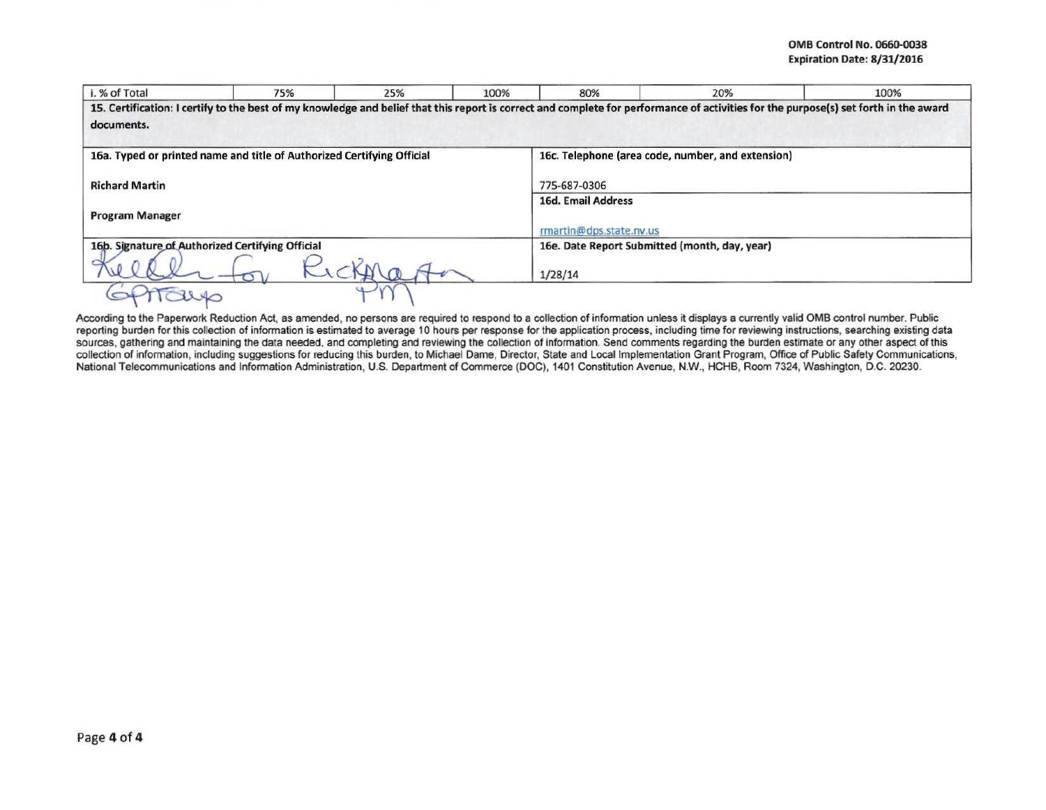OMB Control No. 0660-0038
Expiration Date: 8/31/2016

| i. % of Total | 75% | 25% | 100% | 80% | 20% | 100% |
|---|---|---|---|---|---|---|

15. Certification: I certify to the best of my knowledge and belief that this report is correct and complete for performance of activities for the purpose(s) set forth in the award documents.

| 16a. Typed or printed name and title of Authorized Certifying Official | 16c. Telephone (area code, number, and extension) |
|---|---|
| Richard Martin | 775-687-0306 |
| Program Manager | 16d. Email Address<br>rmartin@dps.state.nv.us |
| 16b. Signature of Authorized Certifying Official<br>Kelli for Rick Martin PM GPTAxp | 16e. Date Report Submitted (month, day, year)<br>1/28/14 |

According to the Paperwork Reduction Act, as amended, no persons are required to respond to a collection of information unless it displays a currently valid OMB control number. Public reporting burden for this collection of information is estimated to average 10 hours per response for the application process, including time for reviewing instructions, searching existing data sources, gathering and maintaining the data needed, and completing and reviewing the collection of information. Send comments regarding the burden estimate or any other aspect of this collection of information, including suggestions for reducing this burden, to Michael Dame, Director, State and Local Implementation Grant Program, Office of Public Safety Communications, National Telecommunications and Information Administration, U.S. Department of Commerce (DOC), 1401 Constitution Avenue, N.W., HCHB, Room 7324, Washington, D.C. 20230.